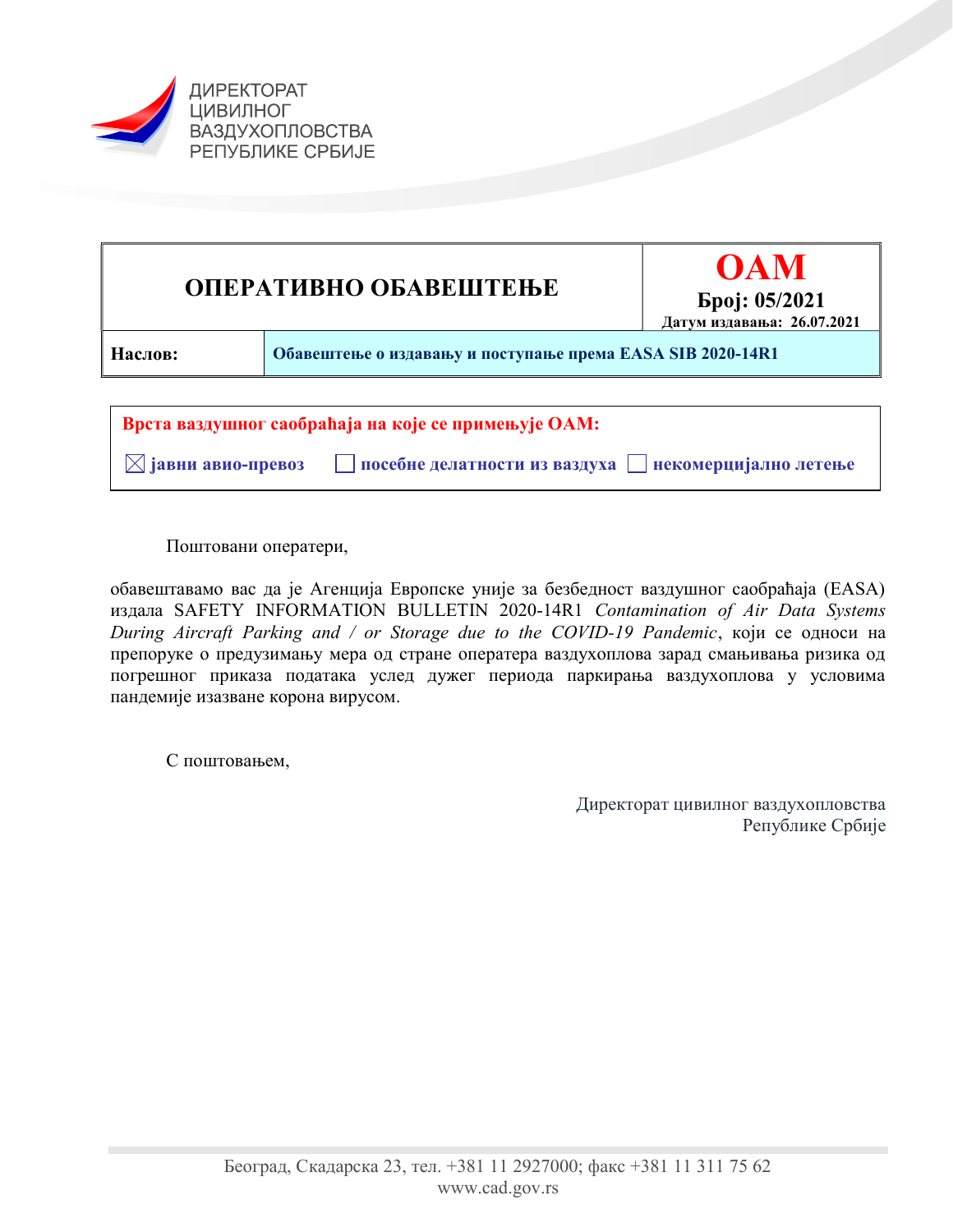ДИРЕКТОРАТ
ЦИВИЛНОГ
ВАЗДУХОПЛОВСТВА
РЕПУБЛИКЕ СРБИЈЕ

| **ОПЕРАТИВНО ОБАВЕШТЕЊЕ** | **OAM** **Број: 05/2021** **Датум издавања: 26.07.2021** |
|---|---|
| **Наслов:** | **Обавештење о издавању и поступање према EASA SIB 2020-14R1** |

**Врста ваздушног саобраћаја на које се примењује OAM:**

☒ **јавни авио-превоз** ☐ **посебне делатности из ваздуха** ☐ **некомерцијално летење**

Поштовани оператери,

обавештавамо вас да је Агенција Европске уније за безбедност ваздушног саобраћаја (EASA) издала SAFETY INFORMATION BULLETIN 2020-14R1 *Contamination of Air Data Systems During Aircraft Parking and / or Storage due to the COVID-19 Pandemic*, који се односи на препоруке о предузимању мера од стране оператера ваздухоплова зарад смањивања ризика од погрешног приказа података услед дужег периода паркирања ваздухоплова у условима пандемије изазване корона вирусом.

С поштовањем,

Директорат цивилног ваздухопловства
Републике Србије

Београд, Скадарска 23, тел. +381 11 2927000; факс +381 11 311 75 62
www.cad.gov.rs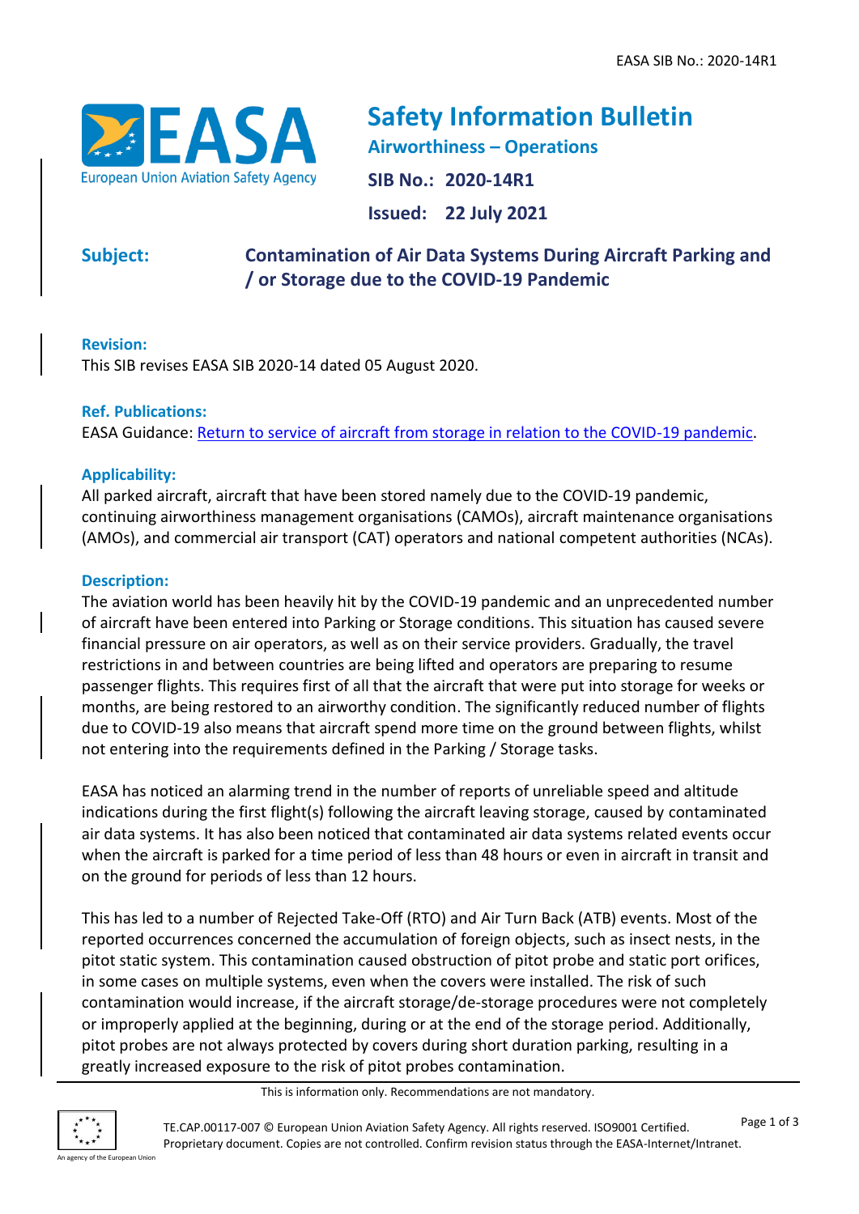# Safety Information Bulletin

## Airworthiness – Operations

**SIB No.: 2020-14R1**

**Issued: 22 July 2021**

**Subject:** **Contamination of Air Data Systems During Aircraft Parking and / or Storage due to the COVID-19 Pandemic**

### Revision:

This SIB revises EASA SIB 2020-14 dated 05 August 2020.

### Ref. Publications:

EASA Guidance: Return to service of aircraft from storage in relation to the COVID-19 pandemic.

### Applicability:

All parked aircraft, aircraft that have been stored namely due to the COVID-19 pandemic, continuing airworthiness management organisations (CAMOs), aircraft maintenance organisations (AMOs), and commercial air transport (CAT) operators and national competent authorities (NCAs).

### Description:

The aviation world has been heavily hit by the COVID-19 pandemic and an unprecedented number of aircraft have been entered into Parking or Storage conditions. This situation has caused severe financial pressure on air operators, as well as on their service providers. Gradually, the travel restrictions in and between countries are being lifted and operators are preparing to resume passenger flights. This requires first of all that the aircraft that were put into storage for weeks or months, are being restored to an airworthy condition. The significantly reduced number of flights due to COVID-19 also means that aircraft spend more time on the ground between flights, whilst not entering into the requirements defined in the Parking / Storage tasks.

EASA has noticed an alarming trend in the number of reports of unreliable speed and altitude indications during the first flight(s) following the aircraft leaving storage, caused by contaminated air data systems. It has also been noticed that contaminated air data systems related events occur when the aircraft is parked for a time period of less than 48 hours or even in aircraft in transit and on the ground for periods of less than 12 hours.

This has led to a number of Rejected Take-Off (RTO) and Air Turn Back (ATB) events. Most of the reported occurrences concerned the accumulation of foreign objects, such as insect nests, in the pitot static system. This contamination caused obstruction of pitot probe and static port orifices, in some cases on multiple systems, even when the covers were installed. The risk of such contamination would increase, if the aircraft storage/de-storage procedures were not completely or improperly applied at the beginning, during or at the end of the storage period. Additionally, pitot probes are not always protected by covers during short duration parking, resulting in a greatly increased exposure to the risk of pitot probes contamination.

This is information only. Recommendations are not mandatory.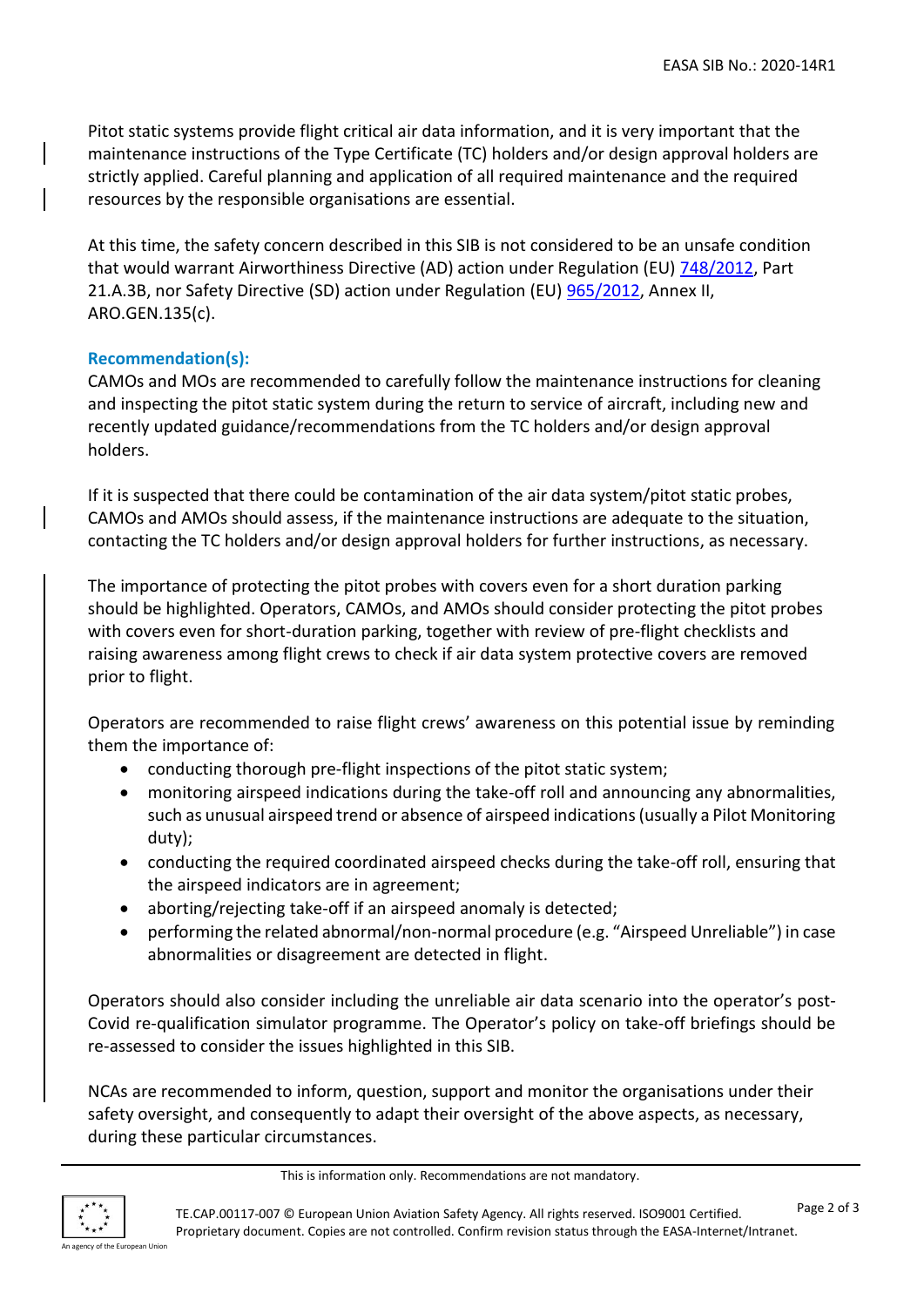Pitot static systems provide flight critical air data information, and it is very important that the maintenance instructions of the Type Certificate (TC) holders and/or design approval holders are strictly applied. Careful planning and application of all required maintenance and the required resources by the responsible organisations are essential.

At this time, the safety concern described in this SIB is not considered to be an unsafe condition that would warrant Airworthiness Directive (AD) action under Regulation (EU) 748/2012, Part 21.A.3B, nor Safety Directive (SD) action under Regulation (EU) 965/2012, Annex II, ARO.GEN.135(c).

### Recommendation(s):

CAMOs and MOs are recommended to carefully follow the maintenance instructions for cleaning and inspecting the pitot static system during the return to service of aircraft, including new and recently updated guidance/recommendations from the TC holders and/or design approval holders.

If it is suspected that there could be contamination of the air data system/pitot static probes, CAMOs and AMOs should assess, if the maintenance instructions are adequate to the situation, contacting the TC holders and/or design approval holders for further instructions, as necessary.

The importance of protecting the pitot probes with covers even for a short duration parking should be highlighted. Operators, CAMOs, and AMOs should consider protecting the pitot probes with covers even for short-duration parking, together with review of pre-flight checklists and raising awareness among flight crews to check if air data system protective covers are removed prior to flight.

Operators are recommended to raise flight crews' awareness on this potential issue by reminding them the importance of:

- conducting thorough pre-flight inspections of the pitot static system;
- monitoring airspeed indications during the take-off roll and announcing any abnormalities, such as unusual airspeed trend or absence of airspeed indications (usually a Pilot Monitoring duty);
- conducting the required coordinated airspeed checks during the take-off roll, ensuring that the airspeed indicators are in agreement;
- aborting/rejecting take-off if an airspeed anomaly is detected;
- performing the related abnormal/non-normal procedure (e.g. "Airspeed Unreliable") in case abnormalities or disagreement are detected in flight.

Operators should also consider including the unreliable air data scenario into the operator's post-Covid re-qualification simulator programme. The Operator's policy on take-off briefings should be re-assessed to consider the issues highlighted in this SIB.

NCAs are recommended to inform, question, support and monitor the organisations under their safety oversight, and consequently to adapt their oversight of the above aspects, as necessary, during these particular circumstances.

This is information only. Recommendations are not mandatory.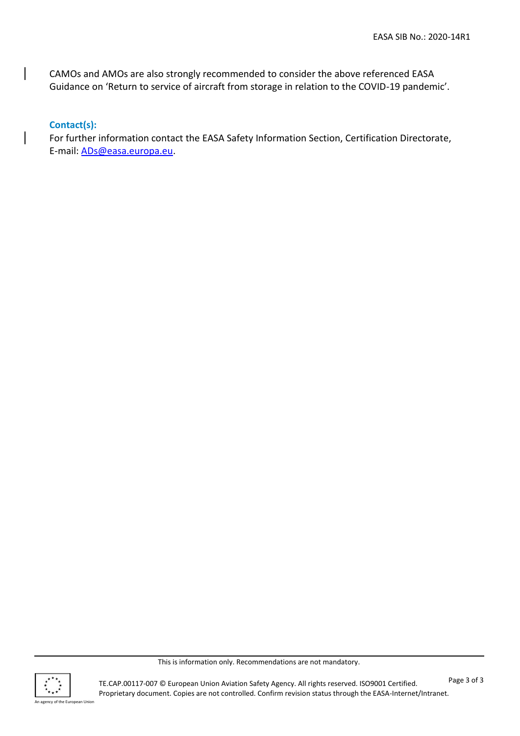CAMOs and AMOs are also strongly recommended to consider the above referenced EASA Guidance on 'Return to service of aircraft from storage in relation to the COVID-19 pandemic'.

**Contact(s):**

For further information contact the EASA Safety Information Section, Certification Directorate, E-mail: ADs@easa.europa.eu.